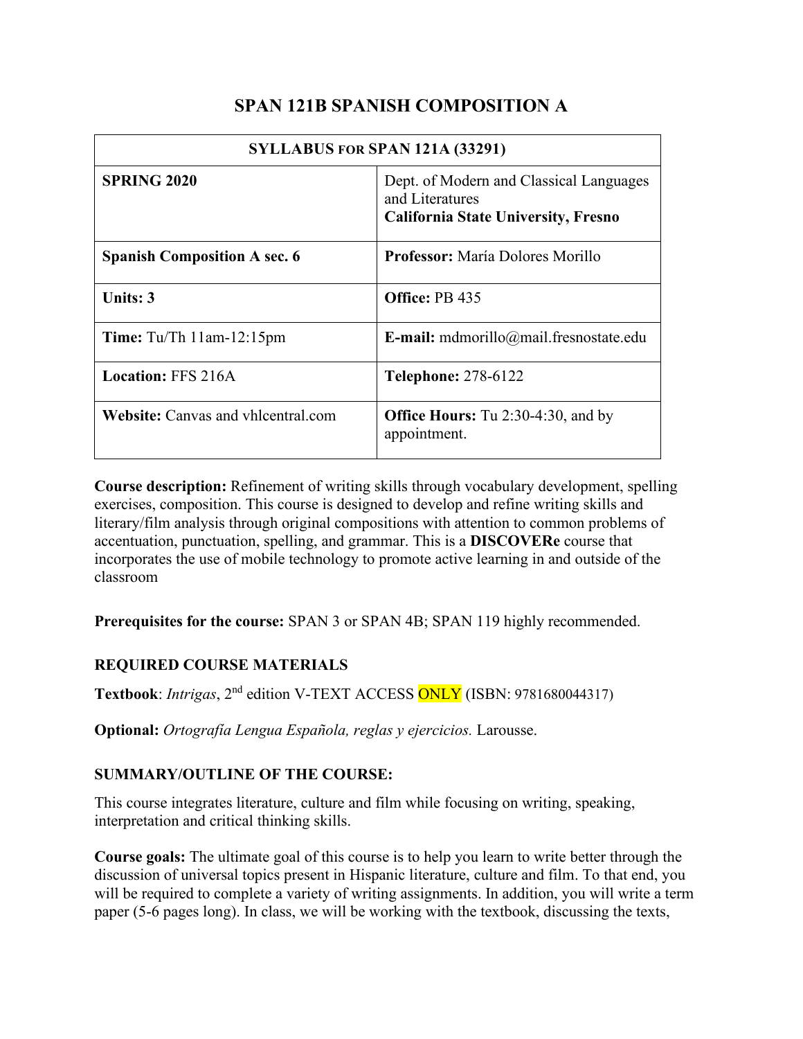# SPAN 121B SPANISH COMPOSITION A

| SYLLABUS FOR SPAN 121A (33291) | |
|---|---|
| **SPRING 2020** | Dept. of Modern and Classical Languages and Literatures **California State University, Fresno** |
| **Spanish Composition A sec. 6** | **Professor:** María Dolores Morillo |
| **Units: 3** | **Office:** PB 435 |
| **Time:** Tu/Th 11am-12:15pm | **E-mail:** mdmorillo@mail.fresnostate.edu |
| **Location:** FFS 216A | **Telephone:** 278-6122 |
| **Website:** Canvas and vhlcentral.com | **Office Hours:** Tu 2:30-4:30, and by appointment. |

**Course description:** Refinement of writing skills through vocabulary development, spelling exercises, composition. This course is designed to develop and refine writing skills and literary/film analysis through original compositions with attention to common problems of accentuation, punctuation, spelling, and grammar. This is a **DISCOVERe** course that incorporates the use of mobile technology to promote active learning in and outside of the classroom

**Prerequisites for the course:** SPAN 3 or SPAN 4B; SPAN 119 highly recommended.

### REQUIRED COURSE MATERIALS

**Textbook**: *Intrigas*, 2nd edition V-TEXT ACCESS ONLY (ISBN: 9781680044317)

**Optional:** *Ortografía Lengua Española, reglas y ejercicios.* Larousse.

### SUMMARY/OUTLINE OF THE COURSE:

This course integrates literature, culture and film while focusing on writing, speaking, interpretation and critical thinking skills.

**Course goals:** The ultimate goal of this course is to help you learn to write better through the discussion of universal topics present in Hispanic literature, culture and film. To that end, you will be required to complete a variety of writing assignments. In addition, you will write a term paper (5-6 pages long). In class, we will be working with the textbook, discussing the texts,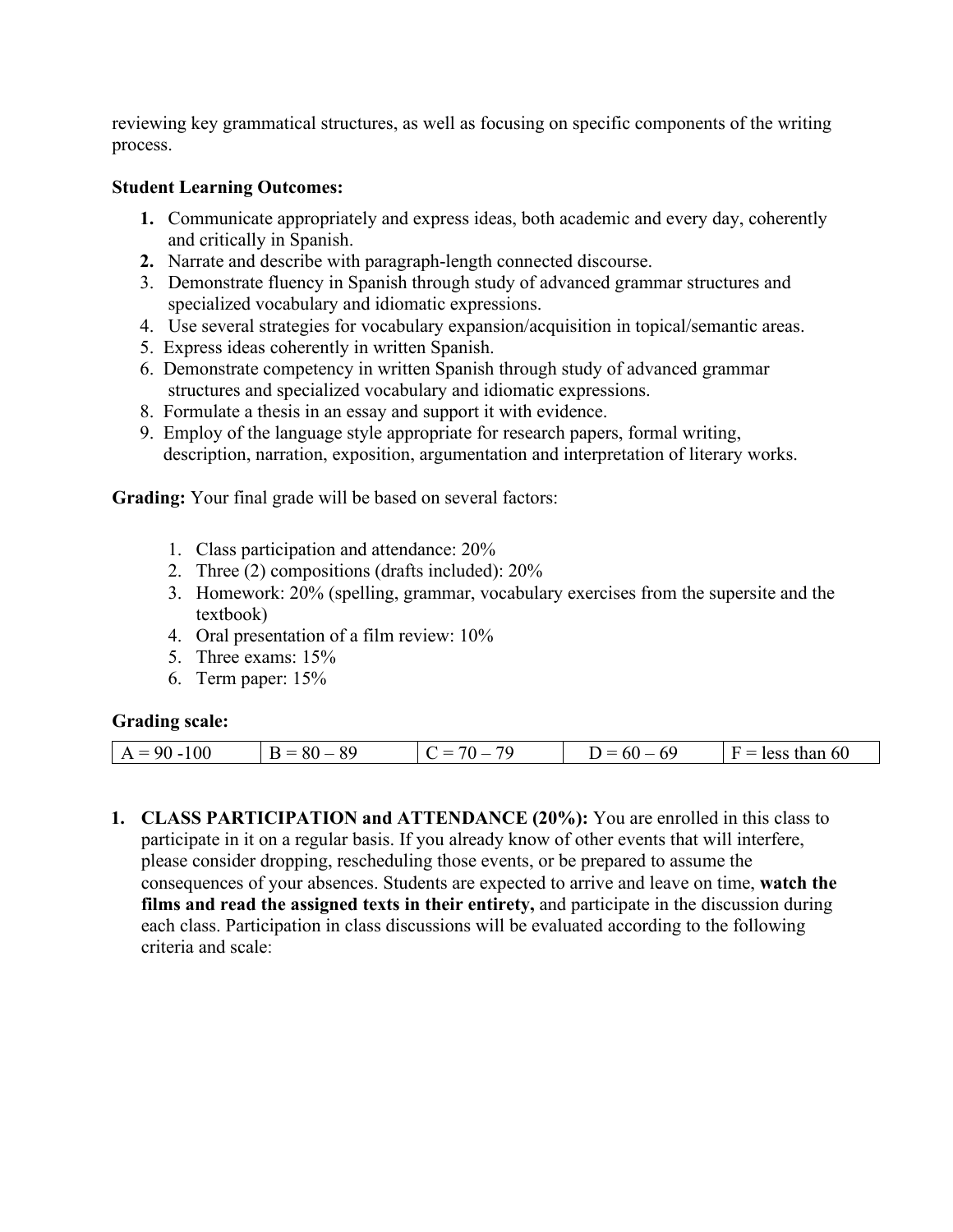reviewing key grammatical structures, as well as focusing on specific components of the writing process.

**Student Learning Outcomes:**

1. Communicate appropriately and express ideas, both academic and every day, coherently and critically in Spanish.
2. Narrate and describe with paragraph-length connected discourse.
3. Demonstrate fluency in Spanish through study of advanced grammar structures and specialized vocabulary and idiomatic expressions.
4. Use several strategies for vocabulary expansion/acquisition in topical/semantic areas.
5. Express ideas coherently in written Spanish.
6. Demonstrate competency in written Spanish through study of advanced grammar structures and specialized vocabulary and idiomatic expressions.
8. Formulate a thesis in an essay and support it with evidence.
9. Employ of the language style appropriate for research papers, formal writing, description, narration, exposition, argumentation and interpretation of literary works.

**Grading:** Your final grade will be based on several factors:

1. Class participation and attendance: 20%
2. Three (2) compositions (drafts included): 20%
3. Homework: 20% (spelling, grammar, vocabulary exercises from the supersite and the textbook)
4. Oral presentation of a film review: 10%
5. Three exams: 15%
6. Term paper: 15%

**Grading scale:**

| A = 90 -100 | B = 80 – 89 | C = 70 – 79 | D = 60 – 69 | F = less than 60 |
|---|---|---|---|---|

1. **CLASS PARTICIPATION and ATTENDANCE (20%):** You are enrolled in this class to participate in it on a regular basis. If you already know of other events that will interfere, please consider dropping, rescheduling those events, or be prepared to assume the consequences of your absences. Students are expected to arrive and leave on time, **watch the films and read the assigned texts in their entirety,** and participate in the discussion during each class. Participation in class discussions will be evaluated according to the following criteria and scale: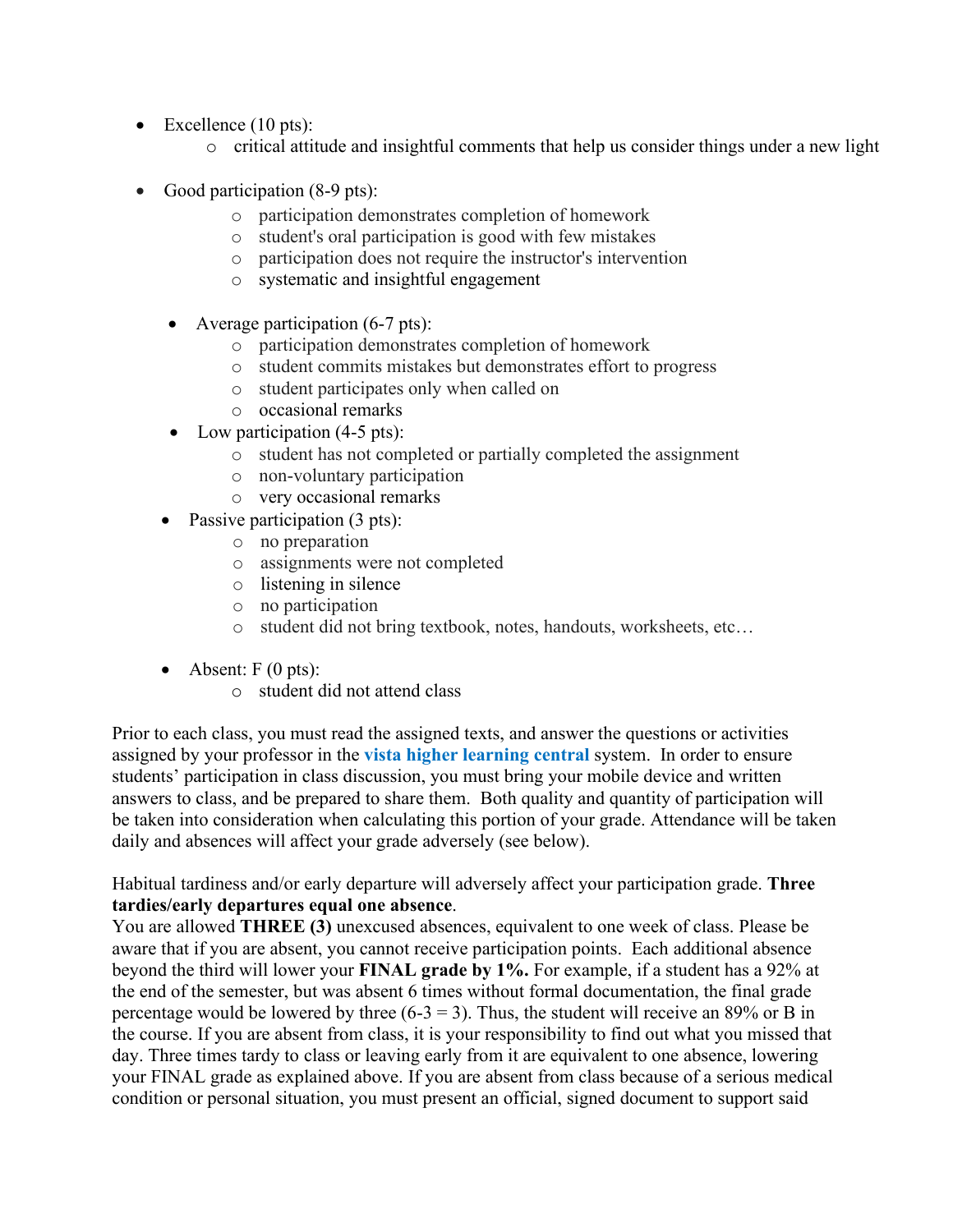- Excellence (10 pts):
  - critical attitude and insightful comments that help us consider things under a new light

- Good participation (8-9 pts):
  - participation demonstrates completion of homework
  - student's oral participation is good with few mistakes
  - participation does not require the instructor's intervention
  - systematic and insightful engagement

- Average participation (6-7 pts):
  - participation demonstrates completion of homework
  - student commits mistakes but demonstrates effort to progress
  - student participates only when called on
  - occasional remarks
- Low participation (4-5 pts):
  - student has not completed or partially completed the assignment
  - non-voluntary participation
  - very occasional remarks
- Passive participation (3 pts):
  - no preparation
  - assignments were not completed
  - listening in silence
  - no participation
  - student did not bring textbook, notes, handouts, worksheets, etc…

- Absent: F (0 pts):
  - student did not attend class

Prior to each class, you must read the assigned texts, and answer the questions or activities assigned by your professor in the **vista higher learning central** system. In order to ensure students' participation in class discussion, you must bring your mobile device and written answers to class, and be prepared to share them. Both quality and quantity of participation will be taken into consideration when calculating this portion of your grade. Attendance will be taken daily and absences will affect your grade adversely (see below).

Habitual tardiness and/or early departure will adversely affect your participation grade. **Three tardies/early departures equal one absence**.
You are allowed **THREE (3)** unexcused absences, equivalent to one week of class. Please be aware that if you are absent, you cannot receive participation points. Each additional absence beyond the third will lower your **FINAL grade by 1%.** For example, if a student has a 92% at the end of the semester, but was absent 6 times without formal documentation, the final grade percentage would be lowered by three (6-3 = 3). Thus, the student will receive an 89% or B in the course. If you are absent from class, it is your responsibility to find out what you missed that day. Three times tardy to class or leaving early from it are equivalent to one absence, lowering your FINAL grade as explained above. If you are absent from class because of a serious medical condition or personal situation, you must present an official, signed document to support said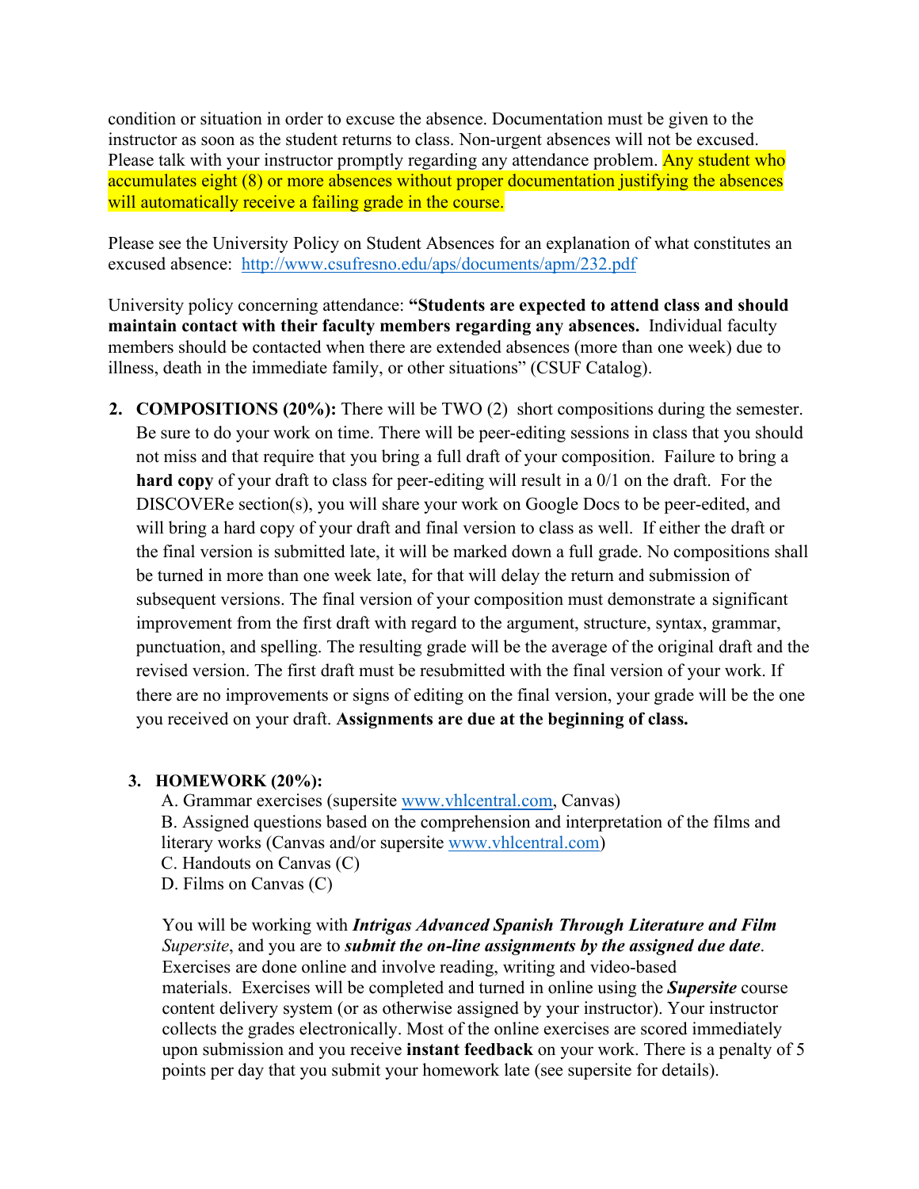condition or situation in order to excuse the absence. Documentation must be given to the instructor as soon as the student returns to class. Non-urgent absences will not be excused. Please talk with your instructor promptly regarding any attendance problem. Any student who accumulates eight (8) or more absences without proper documentation justifying the absences will automatically receive a failing grade in the course.

Please see the University Policy on Student Absences for an explanation of what constitutes an excused absence: http://www.csufresno.edu/aps/documents/apm/232.pdf

University policy concerning attendance: **"Students are expected to attend class and should maintain contact with their faculty members regarding any absences.** Individual faculty members should be contacted when there are extended absences (more than one week) due to illness, death in the immediate family, or other situations" (CSUF Catalog).

2. **COMPOSITIONS (20%):** There will be TWO (2) short compositions during the semester. Be sure to do your work on time. There will be peer-editing sessions in class that you should not miss and that require that you bring a full draft of your composition. Failure to bring a **hard copy** of your draft to class for peer-editing will result in a 0/1 on the draft. For the DISCOVERe section(s), you will share your work on Google Docs to be peer-edited, and will bring a hard copy of your draft and final version to class as well. If either the draft or the final version is submitted late, it will be marked down a full grade. No compositions shall be turned in more than one week late, for that will delay the return and submission of subsequent versions. The final version of your composition must demonstrate a significant improvement from the first draft with regard to the argument, structure, syntax, grammar, punctuation, and spelling. The resulting grade will be the average of the original draft and the revised version. The first draft must be resubmitted with the final version of your work. If there are no improvements or signs of editing on the final version, your grade will be the one you received on your draft. **Assignments are due at the beginning of class.**

3. **HOMEWORK (20%):**

   A. Grammar exercises (supersite www.vhlcentral.com, Canvas)
   B. Assigned questions based on the comprehension and interpretation of the films and literary works (Canvas and/or supersite www.vhlcentral.com)
   C. Handouts on Canvas (C)
   D. Films on Canvas (C)

   You will be working with ***Intrigas Advanced Spanish Through Literature and Film*** *Supersite*, and you are to ***submit the on-line assignments by the assigned due date***. Exercises are done online and involve reading, writing and video-based materials. Exercises will be completed and turned in online using the ***Supersite*** course content delivery system (or as otherwise assigned by your instructor). Your instructor collects the grades electronically. Most of the online exercises are scored immediately upon submission and you receive **instant feedback** on your work. There is a penalty of 5 points per day that you submit your homework late (see supersite for details).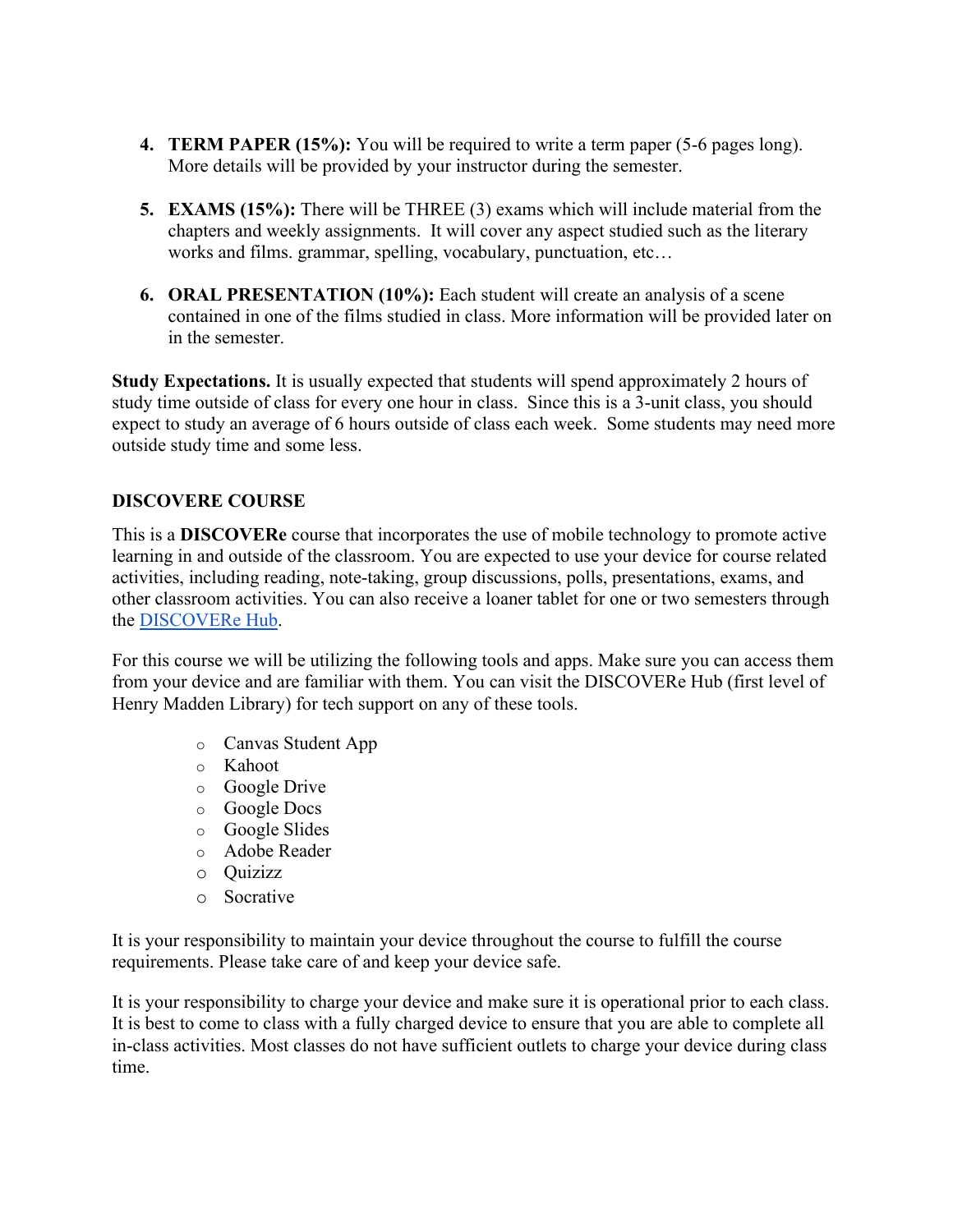4. **TERM PAPER (15%):** You will be required to write a term paper (5-6 pages long). More details will be provided by your instructor during the semester.

5. **EXAMS (15%):** There will be THREE (3) exams which will include material from the chapters and weekly assignments. It will cover any aspect studied such as the literary works and films. grammar, spelling, vocabulary, punctuation, etc…

6. **ORAL PRESENTATION (10%):** Each student will create an analysis of a scene contained in one of the films studied in class. More information will be provided later on in the semester.

**Study Expectations.** It is usually expected that students will spend approximately 2 hours of study time outside of class for every one hour in class. Since this is a 3-unit class, you should expect to study an average of 6 hours outside of class each week. Some students may need more outside study time and some less.

**DISCOVERE COURSE**

This is a **DISCOVERe** course that incorporates the use of mobile technology to promote active learning in and outside of the classroom. You are expected to use your device for course related activities, including reading, note-taking, group discussions, polls, presentations, exams, and other classroom activities. You can also receive a loaner tablet for one or two semesters through the DISCOVERe Hub.

For this course we will be utilizing the following tools and apps. Make sure you can access them from your device and are familiar with them. You can visit the DISCOVERe Hub (first level of Henry Madden Library) for tech support on any of these tools.

- Canvas Student App
- Kahoot
- Google Drive
- Google Docs
- Google Slides
- Adobe Reader
- Quizizz
- Socrative

It is your responsibility to maintain your device throughout the course to fulfill the course requirements. Please take care of and keep your device safe.

It is your responsibility to charge your device and make sure it is operational prior to each class. It is best to come to class with a fully charged device to ensure that you are able to complete all in-class activities. Most classes do not have sufficient outlets to charge your device during class time.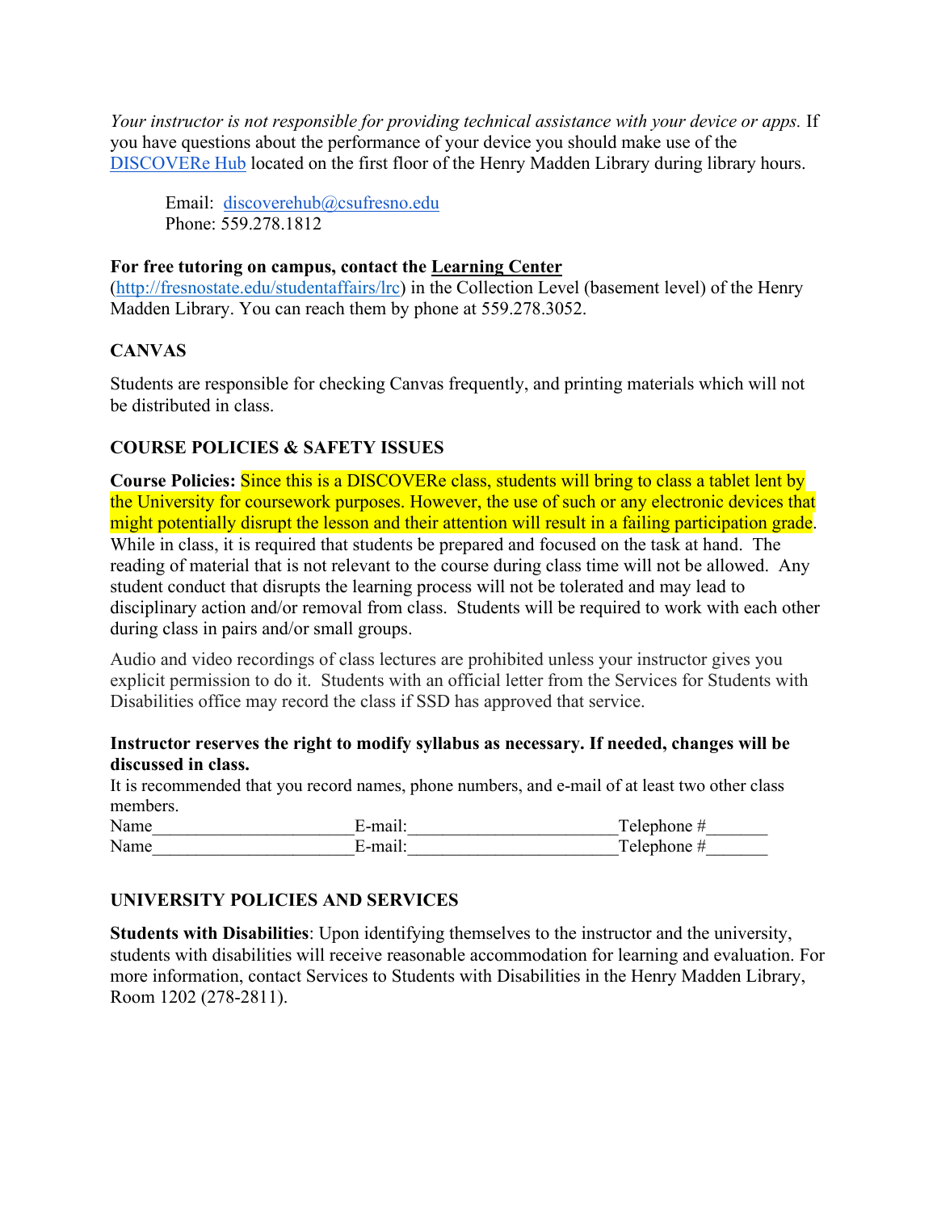*Your instructor is not responsible for providing technical assistance with your device or apps.* If you have questions about the performance of your device you should make use of the [DISCOVERe Hub](#) located on the first floor of the Henry Madden Library during library hours.

> Email: [discoverehub@csufresno.edu](mailto:discoverehub@csufresno.edu)
> Phone: 559.278.1812

**For free tutoring on campus, contact the Learning Center** ([http://fresnostate.edu/studentaffairs/lrc](http://fresnostate.edu/studentaffairs/lrc)) in the Collection Level (basement level) of the Henry Madden Library. You can reach them by phone at 559.278.3052.

**CANVAS**

Students are responsible for checking Canvas frequently, and printing materials which will not be distributed in class.

**COURSE POLICIES & SAFETY ISSUES**

**Course Policies:** Since this is a DISCOVERe class, students will bring to class a tablet lent by the University for coursework purposes. However, the use of such or any electronic devices that might potentially disrupt the lesson and their attention will result in a failing participation grade. While in class, it is required that students be prepared and focused on the task at hand. The reading of material that is not relevant to the course during class time will not be allowed. Any student conduct that disrupts the learning process will not be tolerated and may lead to disciplinary action and/or removal from class. Students will be required to work with each other during class in pairs and/or small groups.

Audio and video recordings of class lectures are prohibited unless your instructor gives you explicit permission to do it. Students with an official letter from the Services for Students with Disabilities office may record the class if SSD has approved that service.

**Instructor reserves the right to modify syllabus as necessary. If needed, changes will be discussed in class.**

It is recommended that you record names, phone numbers, and e-mail of at least two other class members.

Name______________________E-mail:_______________________Telephone #_______
Name______________________E-mail:_______________________Telephone #_______

**UNIVERSITY POLICIES AND SERVICES**

**Students with Disabilities**: Upon identifying themselves to the instructor and the university, students with disabilities will receive reasonable accommodation for learning and evaluation. For more information, contact Services to Students with Disabilities in the Henry Madden Library, Room 1202 (278-2811).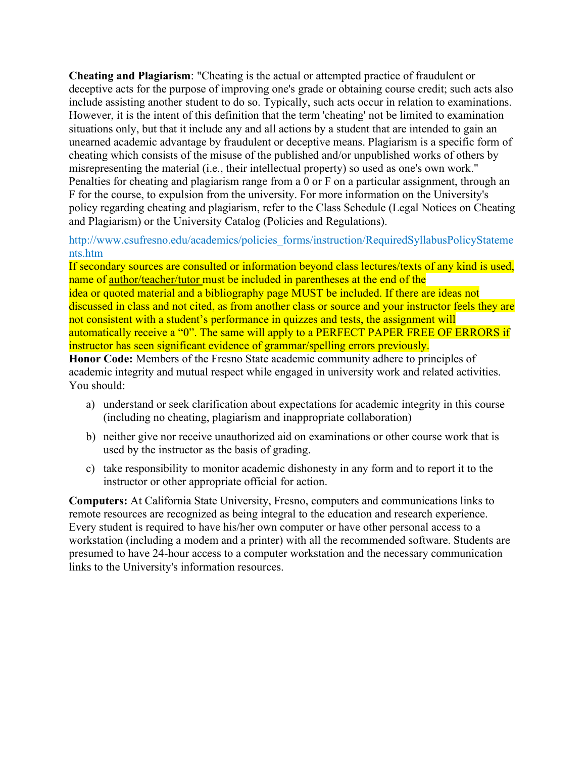**Cheating and Plagiarism**: "Cheating is the actual or attempted practice of fraudulent or deceptive acts for the purpose of improving one's grade or obtaining course credit; such acts also include assisting another student to do so. Typically, such acts occur in relation to examinations. However, it is the intent of this definition that the term 'cheating' not be limited to examination situations only, but that it include any and all actions by a student that are intended to gain an unearned academic advantage by fraudulent or deceptive means. Plagiarism is a specific form of cheating which consists of the misuse of the published and/or unpublished works of others by misrepresenting the material (i.e., their intellectual property) so used as one's own work." Penalties for cheating and plagiarism range from a 0 or F on a particular assignment, through an F for the course, to expulsion from the university. For more information on the University's policy regarding cheating and plagiarism, refer to the Class Schedule (Legal Notices on Cheating and Plagiarism) or the University Catalog (Policies and Regulations).

http://www.csufresno.edu/academics/policies_forms/instruction/RequiredSyllabusPolicyStatements.htm

If secondary sources are consulted or information beyond class lectures/texts of any kind is used, name of author/teacher/tutor must be included in parentheses at the end of the idea or quoted material and a bibliography page MUST be included. If there are ideas not discussed in class and not cited, as from another class or source and your instructor feels they are not consistent with a student's performance in quizzes and tests, the assignment will automatically receive a "0". The same will apply to a PERFECT PAPER FREE OF ERRORS if instructor has seen significant evidence of grammar/spelling errors previously.

**Honor Code:** Members of the Fresno State academic community adhere to principles of academic integrity and mutual respect while engaged in university work and related activities. You should:

a) understand or seek clarification about expectations for academic integrity in this course (including no cheating, plagiarism and inappropriate collaboration)

b) neither give nor receive unauthorized aid on examinations or other course work that is used by the instructor as the basis of grading.

c) take responsibility to monitor academic dishonesty in any form and to report it to the instructor or other appropriate official for action.

**Computers:** At California State University, Fresno, computers and communications links to remote resources are recognized as being integral to the education and research experience. Every student is required to have his/her own computer or have other personal access to a workstation (including a modem and a printer) with all the recommended software. Students are presumed to have 24-hour access to a computer workstation and the necessary communication links to the University's information resources.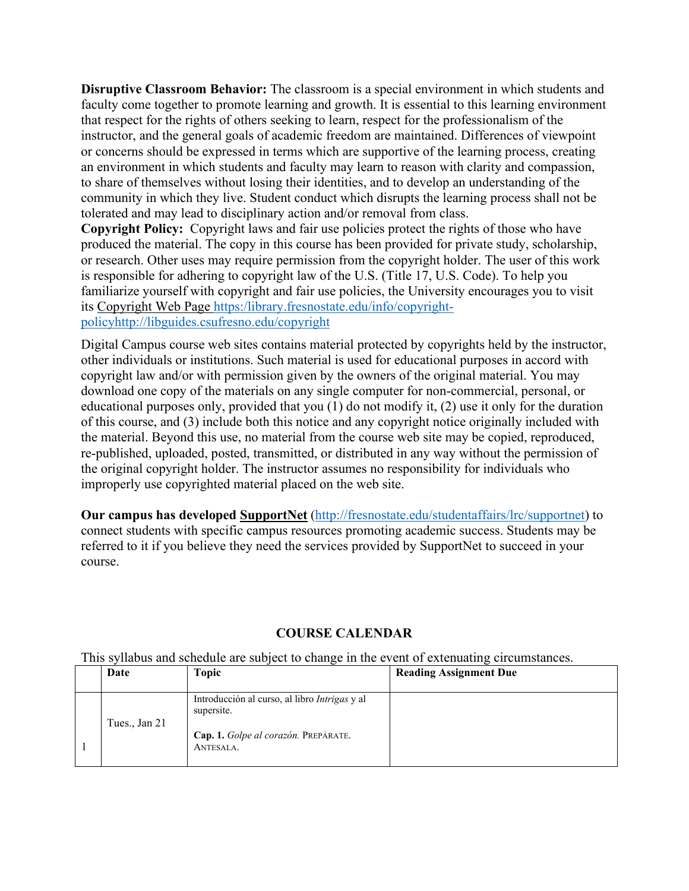**Disruptive Classroom Behavior:** The classroom is a special environment in which students and faculty come together to promote learning and growth. It is essential to this learning environment that respect for the rights of others seeking to learn, respect for the professionalism of the instructor, and the general goals of academic freedom are maintained. Differences of viewpoint or concerns should be expressed in terms which are supportive of the learning process, creating an environment in which students and faculty may learn to reason with clarity and compassion, to share of themselves without losing their identities, and to develop an understanding of the community in which they live. Student conduct which disrupts the learning process shall not be tolerated and may lead to disciplinary action and/or removal from class.

**Copyright Policy:** Copyright laws and fair use policies protect the rights of those who have produced the material. The copy in this course has been provided for private study, scholarship, or research. Other uses may require permission from the copyright holder. The user of this work is responsible for adhering to copyright law of the U.S. (Title 17, U.S. Code). To help you familiarize yourself with copyright and fair use policies, the University encourages you to visit its Copyright Web Page https:/library.fresnostate.edu/info/copyright-policyhttp://libguides.csufresno.edu/copyright

Digital Campus course web sites contains material protected by copyrights held by the instructor, other individuals or institutions. Such material is used for educational purposes in accord with copyright law and/or with permission given by the owners of the original material. You may download one copy of the materials on any single computer for non-commercial, personal, or educational purposes only, provided that you (1) do not modify it, (2) use it only for the duration of this course, and (3) include both this notice and any copyright notice originally included with the material. Beyond this use, no material from the course web site may be copied, reproduced, re-published, uploaded, posted, transmitted, or distributed in any way without the permission of the original copyright holder. The instructor assumes no responsibility for individuals who improperly use copyrighted material placed on the web site.

**Our campus has developed SupportNet** (http://fresnostate.edu/studentaffairs/lrc/supportnet) to connect students with specific campus resources promoting academic success. Students may be referred to it if you believe they need the services provided by SupportNet to succeed in your course.

## COURSE CALENDAR

This syllabus and schedule are subject to change in the event of extenuating circumstances.

| | Date | Topic | Reading Assignment Due |
|---|---|---|---|
| 1 | Tues., Jan 21 | Introducción al curso, al libro *Intrigas* y al supersite.<br><br>**Cap. 1.** *Golpe al corazón.* PREPÁRATE. ANTESALA. | |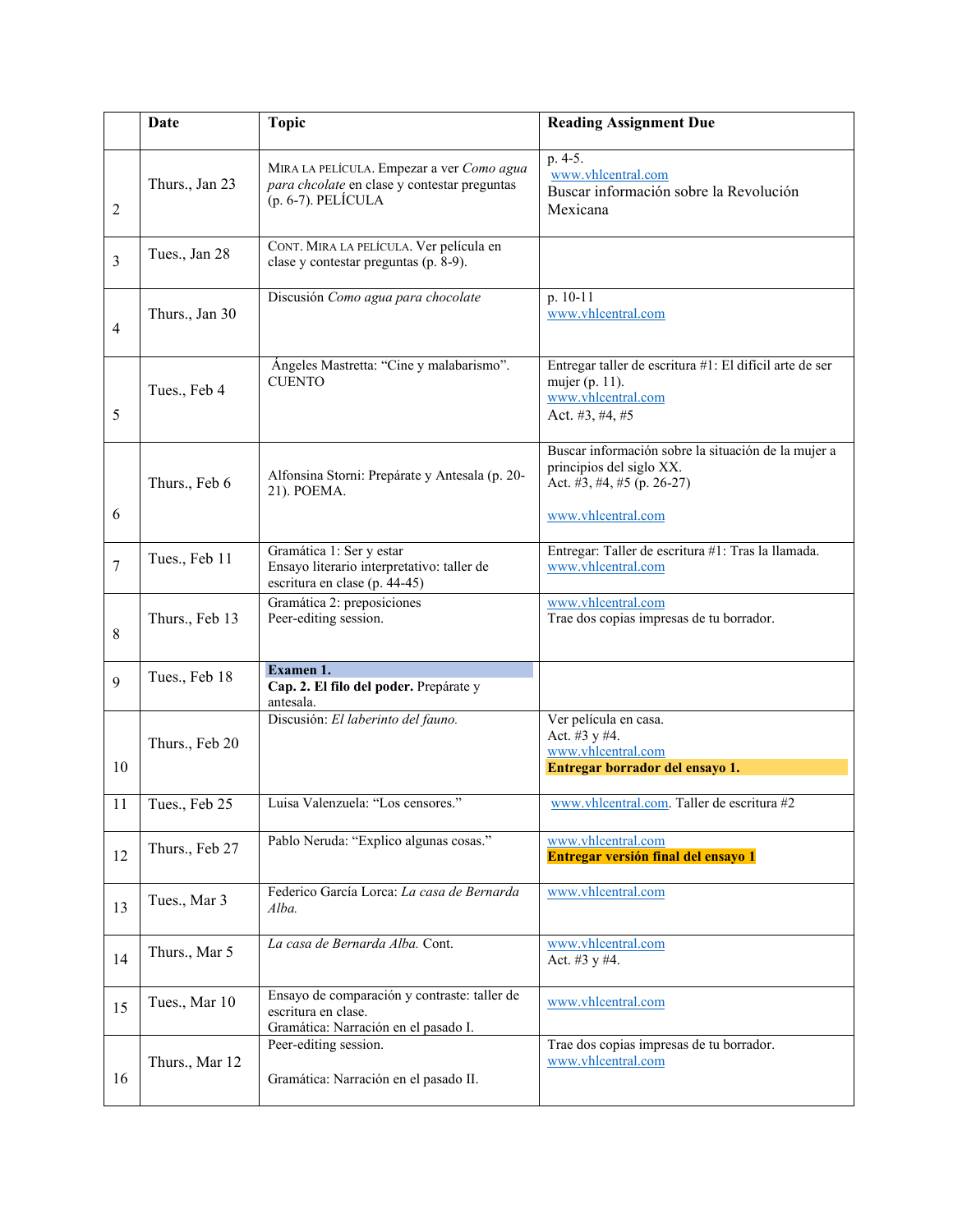| | Date | Topic | Reading Assignment Due |
|---|---|---|---|
| 2 | Thurs., Jan 23 | MIRA LA PELÍCULA. Empezar a ver *Como agua para chcolate* en clase y contestar preguntas (p. 6-7). PELÍCULA | p. 4-5. www.vhlcentral.com Buscar información sobre la Revolución Mexicana |
| 3 | Tues., Jan 28 | CONT. MIRA LA PELÍCULA. Ver película en clase y contestar preguntas (p. 8-9). | |
| 4 | Thurs., Jan 30 | Discusión *Como agua para chocolate* | p. 10-11 www.vhlcentral.com |
| 5 | Tues., Feb 4 | Ángeles Mastretta: "Cine y malabarismo". CUENTO | Entregar taller de escritura #1: El difícil arte de ser mujer (p. 11). www.vhlcentral.com Act. #3, #4, #5 |
| 6 | Thurs., Feb 6 | Alfonsina Storni: Prepárate y Antesala (p. 20-21). POEMA. | Buscar información sobre la situación de la mujer a principios del siglo XX. Act. #3, #4, #5 (p. 26-27) www.vhlcentral.com |
| 7 | Tues., Feb 11 | Gramática 1: Ser y estar Ensayo literario interpretativo: taller de escritura en clase (p. 44-45) | Entregar: Taller de escritura #1: Tras la llamada. www.vhlcentral.com |
| 8 | Thurs., Feb 13 | Gramática 2: preposiciones Peer-editing session. | www.vhlcentral.com Trae dos copias impresas de tu borrador. |
| 9 | Tues., Feb 18 | **Examen 1.** **Cap. 2. El filo del poder.** Prepárate y antesala. | |
| 10 | Thurs., Feb 20 | Discusión: *El laberinto del fauno.* | Ver película en casa. Act. #3 y #4. www.vhlcentral.com **Entregar borrador del ensayo 1.** |
| 11 | Tues., Feb 25 | Luisa Valenzuela: "Los censores." | www.vhlcentral.com. Taller de escritura #2 |
| 12 | Thurs., Feb 27 | Pablo Neruda: "Explico algunas cosas." | www.vhlcentral.com **Entregar versión final del ensayo 1** |
| 13 | Tues., Mar 3 | Federico García Lorca: *La casa de Bernarda Alba.* | www.vhlcentral.com |
| 14 | Thurs., Mar 5 | *La casa de Bernarda Alba.* Cont. | www.vhlcentral.com Act. #3 y #4. |
| 15 | Tues., Mar 10 | Ensayo de comparación y contraste: taller de escritura en clase. Gramática: Narración en el pasado I. | www.vhlcentral.com |
| 16 | Thurs., Mar 12 | Peer-editing session. Gramática: Narración en el pasado II. | Trae dos copias impresas de tu borrador. www.vhlcentral.com |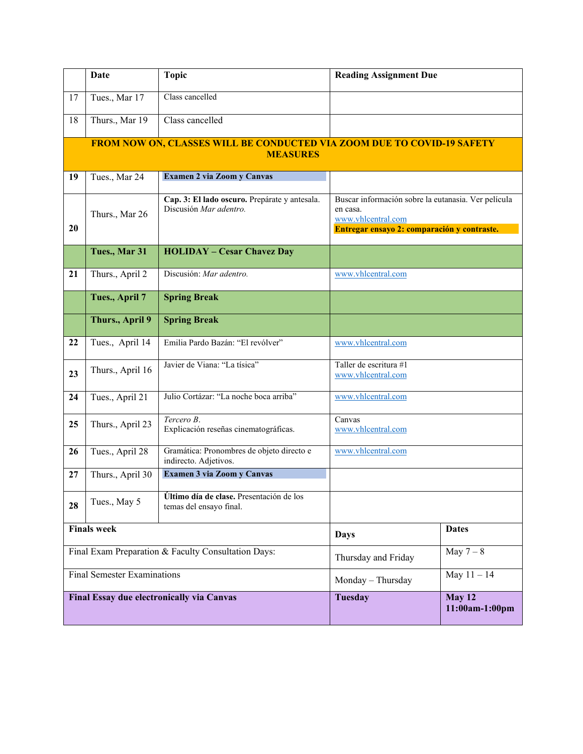| | Date | Topic | Reading Assignment Due |
|---|---|---|---|
| 17 | Tues., Mar 17 | Class cancelled | |
| 18 | Thurs., Mar 19 | Class cancelled | |
| **FROM NOW ON, CLASSES WILL BE CONDUCTED VIA ZOOM DUE TO COVID-19 SAFETY MEASURES** | | | |
| **19** | Tues., Mar 24 | **Examen 2 via Zoom y Canvas** | |
| **20** | Thurs., Mar 26 | **Cap. 3: El lado oscuro.** Prepárate y antesala. Discusión *Mar adentro.* | Buscar información sobre la eutanasia. Ver película en casa. www.vhlcentral.com **Entregar ensayo 2: comparación y contraste.** |
| | **Tues., Mar 31** | **HOLIDAY – Cesar Chavez Day** | |
| **21** | Thurs., April 2 | Discusión: *Mar adentro.* | www.vhlcentral.com |
| | **Tues., April 7** | **Spring Break** | |
| | **Thurs., April 9** | **Spring Break** | |
| **22** | Tues., April 14 | Emilia Pardo Bazán: "El revólver" | www.vhlcentral.com |
| **23** | Thurs., April 16 | Javier de Viana: "La tísica" | Taller de escritura #1 www.vhlcentral.com |
| **24** | Tues., April 21 | Julio Cortázar: "La noche boca arriba" | www.vhlcentral.com |
| **25** | Thurs., April 23 | *Tercero B*. Explicación reseñas cinematográficas. | Canvas www.vhlcentral.com |
| **26** | Tues., April 28 | Gramática: Pronombres de objeto directo e indirecto. Adjetivos. | www.vhlcentral.com |
| **27** | Thurs., April 30 | **Examen 3 via Zoom y Canvas** | |
| **28** | Tues., May 5 | **Último día de clase.** Presentación de los temas del ensayo final. | |

| **Finals week** | Days | **Dates** |
|---|---|---|
| Final Exam Preparation & Faculty Consultation Days: | Thursday and Friday | May 7 – 8 |
| Final Semester Examinations | Monday – Thursday | May 11 – 14 |
| **Final Essay due electronically via Canvas** | **Tuesday** | **May 12 11:00am-1:00pm** |